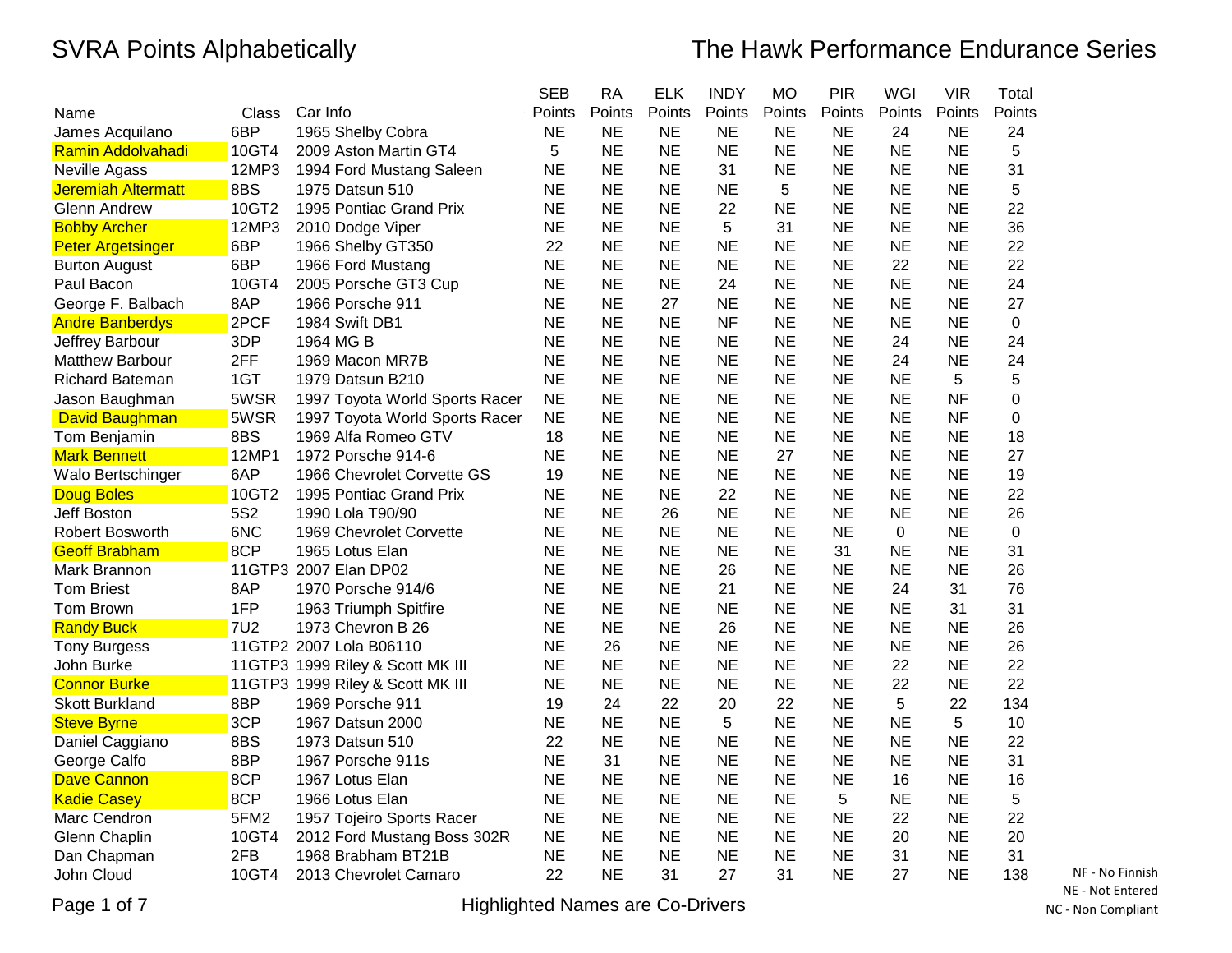# SVRA Points Alphabetically

# The Hawk Performance Endurance Series

| Name | Class | Car Info | SEB Points | RA Points | ELK Points | INDY Points | MO Points | PIR Points | WGI Points | VIR Points | Total Points |
|---|---|---|---|---|---|---|---|---|---|---|---|
| James Acquilano | 6BP | 1965 Shelby Cobra | NE | NE | NE | NE | NE | NE | 24 | NE | 24 |
| Ramin Addolvahadi | 10GT4 | 2009 Aston Martin GT4 | 5 | NE | NE | NE | NE | NE | NE | NE | 5 |
| Neville Agass | 12MP3 | 1994 Ford Mustang Saleen | NE | NE | NE | 31 | NE | NE | NE | NE | 31 |
| Jeremiah Altermatt | 8BS | 1975 Datsun 510 | NE | NE | NE | NE | 5 | NE | NE | NE | 5 |
| Glenn Andrew | 10GT2 | 1995 Pontiac Grand Prix | NE | NE | NE | 22 | NE | NE | NE | NE | 22 |
| Bobby Archer | 12MP3 | 2010 Dodge Viper | NE | NE | NE | 5 | 31 | NE | NE | NE | 36 |
| Peter Argetsinger | 6BP | 1966 Shelby GT350 | 22 | NE | NE | NE | NE | NE | NE | NE | 22 |
| Burton August | 6BP | 1966 Ford Mustang | NE | NE | NE | NE | NE | NE | 22 | NE | 22 |
| Paul Bacon | 10GT4 | 2005 Porsche GT3 Cup | NE | NE | NE | 24 | NE | NE | NE | NE | 24 |
| George F. Balbach | 8AP | 1966 Porsche 911 | NE | NE | 27 | NE | NE | NE | NE | NE | 27 |
| Andre Banberdys | 2PCF | 1984 Swift DB1 | NE | NE | NE | NF | NE | NE | NE | NE | 0 |
| Jeffrey Barbour | 3DP | 1964 MG B | NE | NE | NE | NE | NE | NE | 24 | NE | 24 |
| Matthew Barbour | 2FF | 1969 Macon MR7B | NE | NE | NE | NE | NE | NE | 24 | NE | 24 |
| Richard Bateman | 1GT | 1979 Datsun B210 | NE | NE | NE | NE | NE | NE | NE | 5 | 5 |
| Jason Baughman | 5WSR | 1997 Toyota World Sports Racer | NE | NE | NE | NE | NE | NE | NE | NF | 0 |
| David Baughman | 5WSR | 1997 Toyota World Sports Racer | NE | NE | NE | NE | NE | NE | NE | NF | 0 |
| Tom Benjamin | 8BS | 1969 Alfa Romeo GTV | 18 | NE | NE | NE | NE | NE | NE | NE | 18 |
| Mark Bennett | 12MP1 | 1972 Porsche 914-6 | NE | NE | NE | NE | 27 | NE | NE | NE | 27 |
| Walo Bertschinger | 6AP | 1966 Chevrolet Corvette GS | 19 | NE | NE | NE | NE | NE | NE | NE | 19 |
| Doug Boles | 10GT2 | 1995 Pontiac Grand Prix | NE | NE | NE | 22 | NE | NE | NE | NE | 22 |
| Jeff Boston | 5S2 | 1990 Lola T90/90 | NE | NE | 26 | NE | NE | NE | NE | NE | 26 |
| Robert Bosworth | 6NC | 1969 Chevrolet Corvette | NE | NE | NE | NE | NE | NE | 0 | NE | 0 |
| Geoff Brabham | 8CP | 1965 Lotus Elan | NE | NE | NE | NE | NE | 31 | NE | NE | 31 |
| Mark Brannon | 11GTP3 | 2007 Elan DP02 | NE | NE | NE | 26 | NE | NE | NE | NE | 26 |
| Tom Briest | 8AP | 1970 Porsche 914/6 | NE | NE | NE | 21 | NE | NE | 24 | 31 | 76 |
| Tom Brown | 1FP | 1963 Triumph Spitfire | NE | NE | NE | NE | NE | NE | NE | 31 | 31 |
| Randy Buck | 7U2 | 1973 Chevron B 26 | NE | NE | NE | 26 | NE | NE | NE | NE | 26 |
| Tony Burgess | 11GTP2 | 2007 Lola B06110 | NE | 26 | NE | NE | NE | NE | NE | NE | 26 |
| John Burke | 11GTP3 | 1999 Riley & Scott MK III | NE | NE | NE | NE | NE | NE | 22 | NE | 22 |
| Connor Burke | 11GTP3 | 1999 Riley & Scott MK III | NE | NE | NE | NE | NE | NE | 22 | NE | 22 |
| Skott Burkland | 8BP | 1969 Porsche 911 | 19 | 24 | 22 | 20 | 22 | NE | 5 | 22 | 134 |
| Steve Byrne | 3CP | 1967 Datsun 2000 | NE | NE | NE | 5 | NE | NE | NE | 5 | 10 |
| Daniel Caggiano | 8BS | 1973 Datsun 510 | 22 | NE | NE | NE | NE | NE | NE | NE | 22 |
| George Calfo | 8BP | 1967 Porsche 911s | NE | 31 | NE | NE | NE | NE | NE | NE | 31 |
| Dave Cannon | 8CP | 1967 Lotus Elan | NE | NE | NE | NE | NE | NE | 16 | NE | 16 |
| Kadie Casey | 8CP | 1966 Lotus Elan | NE | NE | NE | NE | NE | 5 | NE | NE | 5 |
| Marc Cendron | 5FM2 | 1957 Tojeiro Sports Racer | NE | NE | NE | NE | NE | NE | 22 | NE | 22 |
| Glenn Chaplin | 10GT4 | 2012 Ford Mustang Boss 302R | NE | NE | NE | NE | NE | NE | 20 | NE | 20 |
| Dan Chapman | 2FB | 1968 Brabham BT21B | NE | NE | NE | NE | NE | NE | 31 | NE | 31 |
| John Cloud | 10GT4 | 2013 Chevrolet Camaro | 22 | NE | 31 | 27 | 31 | NE | 27 | NE | 138 |

NF - No Finnish
NE - Not Entered
NC - Non Compliant

Highlighted Names are Co-Drivers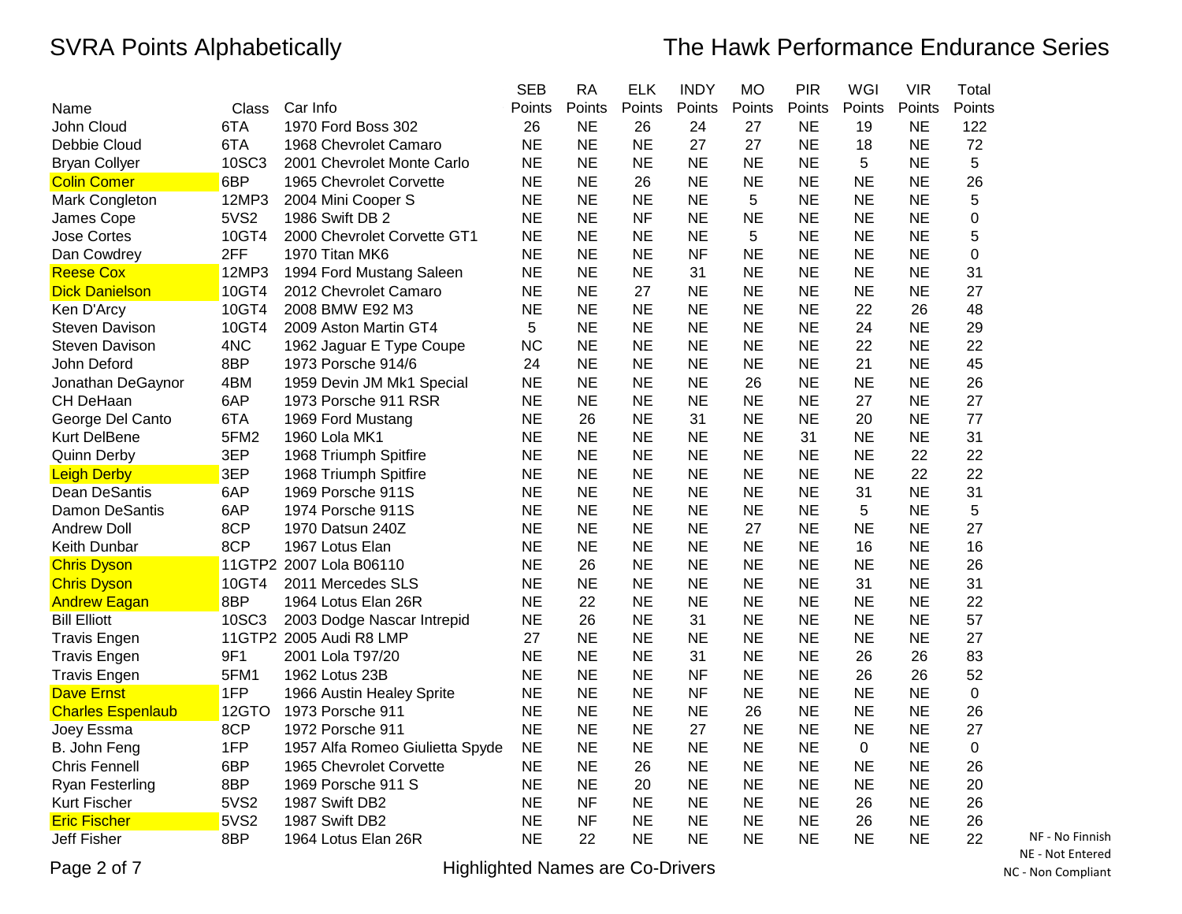# SVRA Points Alphabetically

## The Hawk Performance Endurance Series

| Name | Class | Car Info | SEB Points | RA Points | ELK Points | INDY Points | MO Points | PIR Points | WGI Points | VIR Points | Total Points |
|---|---|---|---|---|---|---|---|---|---|---|---|
| John Cloud | 6TA | 1970 Ford Boss 302 | 26 | NE | 26 | 24 | 27 | NE | 19 | NE | 122 |
| Debbie Cloud | 6TA | 1968 Chevrolet Camaro | NE | NE | NE | 27 | 27 | NE | 18 | NE | 72 |
| Bryan Collyer | 10SC3 | 2001 Chevrolet Monte Carlo | NE | NE | NE | NE | NE | NE | 5 | NE | 5 |
| Colin Comer | 6BP | 1965 Chevrolet Corvette | NE | NE | 26 | NE | NE | NE | NE | NE | 26 |
| Mark Congleton | 12MP3 | 2004 Mini Cooper S | NE | NE | NE | NE | 5 | NE | NE | NE | 5 |
| James Cope | 5VS2 | 1986 Swift DB 2 | NE | NE | NF | NE | NE | NE | NE | NE | 0 |
| Jose Cortes | 10GT4 | 2000 Chevrolet Corvette GT1 | NE | NE | NE | NE | 5 | NE | NE | NE | 5 |
| Dan Cowdrey | 2FF | 1970 Titan MK6 | NE | NE | NE | NF | NE | NE | NE | NE | 0 |
| Reese Cox | 12MP3 | 1994 Ford Mustang Saleen | NE | NE | NE | 31 | NE | NE | NE | NE | 31 |
| Dick Danielson | 10GT4 | 2012 Chevrolet Camaro | NE | NE | 27 | NE | NE | NE | NE | NE | 27 |
| Ken D'Arcy | 10GT4 | 2008 BMW E92 M3 | NE | NE | NE | NE | NE | NE | 22 | 26 | 48 |
| Steven Davison | 10GT4 | 2009 Aston Martin GT4 | 5 | NE | NE | NE | NE | NE | 24 | NE | 29 |
| Steven Davison | 4NC | 1962 Jaguar E Type Coupe | NC | NE | NE | NE | NE | NE | 22 | NE | 22 |
| John Deford | 8BP | 1973 Porsche 914/6 | 24 | NE | NE | NE | NE | NE | 21 | NE | 45 |
| Jonathan DeGaynor | 4BM | 1959 Devin JM Mk1 Special | NE | NE | NE | NE | 26 | NE | NE | NE | 26 |
| CH DeHaan | 6AP | 1973 Porsche 911 RSR | NE | NE | NE | NE | NE | NE | 27 | NE | 27 |
| George Del Canto | 6TA | 1969 Ford Mustang | NE | 26 | NE | 31 | NE | NE | 20 | NE | 77 |
| Kurt DelBene | 5FM2 | 1960 Lola MK1 | NE | NE | NE | NE | NE | 31 | NE | NE | 31 |
| Quinn Derby | 3EP | 1968 Triumph Spitfire | NE | NE | NE | NE | NE | NE | NE | 22 | 22 |
| Leigh Derby | 3EP | 1968 Triumph Spitfire | NE | NE | NE | NE | NE | NE | NE | 22 | 22 |
| Dean DeSantis | 6AP | 1969 Porsche 911S | NE | NE | NE | NE | NE | NE | 31 | NE | 31 |
| Damon DeSantis | 6AP | 1974 Porsche 911S | NE | NE | NE | NE | NE | NE | 5 | NE | 5 |
| Andrew Doll | 8CP | 1970 Datsun 240Z | NE | NE | NE | NE | 27 | NE | NE | NE | 27 |
| Keith Dunbar | 8CP | 1967 Lotus Elan | NE | NE | NE | NE | NE | NE | 16 | NE | 16 |
| Chris Dyson | 11GTP2 | 2007 Lola B06110 | NE | 26 | NE | NE | NE | NE | NE | NE | 26 |
| Chris Dyson | 10GT4 | 2011 Mercedes SLS | NE | NE | NE | NE | NE | NE | 31 | NE | 31 |
| Andrew Eagan | 8BP | 1964 Lotus Elan 26R | NE | 22 | NE | NE | NE | NE | NE | NE | 22 |
| Bill Elliott | 10SC3 | 2003 Dodge Nascar Intrepid | NE | 26 | NE | 31 | NE | NE | NE | NE | 57 |
| Travis Engen | 11GTP2 | 2005 Audi R8 LMP | 27 | NE | NE | NE | NE | NE | NE | NE | 27 |
| Travis Engen | 9F1 | 2001 Lola T97/20 | NE | NE | NE | 31 | NE | NE | 26 | 26 | 83 |
| Travis Engen | 5FM1 | 1962 Lotus 23B | NE | NE | NE | NF | NE | NE | 26 | 26 | 52 |
| Dave Ernst | 1FP | 1966 Austin Healey Sprite | NE | NE | NE | NF | NE | NE | NE | NE | 0 |
| Charles Espenlaub | 12GTO | 1973 Porsche 911 | NE | NE | NE | NE | 26 | NE | NE | NE | 26 |
| Joey Essma | 8CP | 1972 Porsche 911 | NE | NE | NE | 27 | NE | NE | NE | NE | 27 |
| B. John Feng | 1FP | 1957 Alfa Romeo Giulietta Spyde | NE | NE | NE | NE | NE | NE | 0 | NE | 0 |
| Chris Fennell | 6BP | 1965 Chevrolet Corvette | NE | NE | 26 | NE | NE | NE | NE | NE | 26 |
| Ryan Festerling | 8BP | 1969 Porsche 911 S | NE | NE | 20 | NE | NE | NE | NE | NE | 20 |
| Kurt Fischer | 5VS2 | 1987 Swift DB2 | NE | NF | NE | NE | NE | NE | 26 | NE | 26 |
| Eric Fischer | 5VS2 | 1987 Swift DB2 | NE | NF | NE | NE | NE | NE | 26 | NE | 26 |
| Jeff Fisher | 8BP | 1964 Lotus Elan 26R | NE | 22 | NE | NE | NE | NE | NE | NE | 22 |

NF - No Finnish
NE - Not Entered
NC - Non Compliant

Highlighted Names are Co-Drivers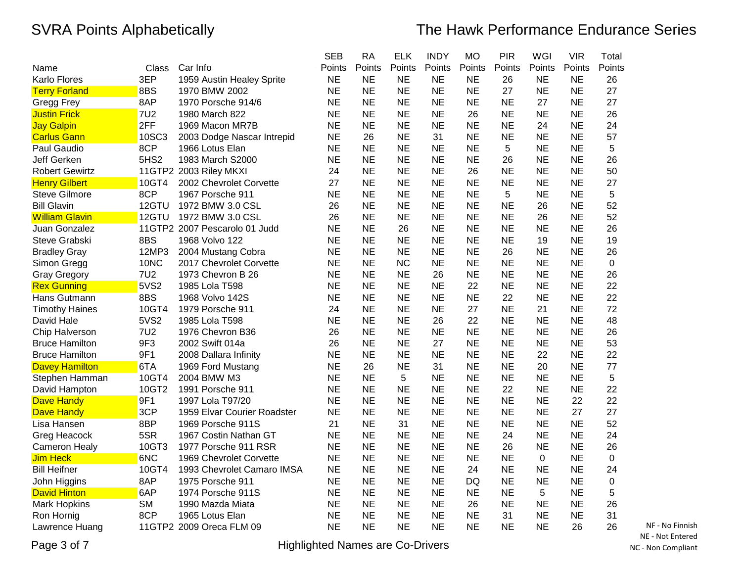# SVRA Points Alphabetically

## The Hawk Performance Endurance Series

| Name | Class | Car Info | SEB Points | RA Points | ELK Points | INDY Points | MO Points | PIR Points | WGI Points | VIR Points | Total Points |
|---|---|---|---|---|---|---|---|---|---|---|---|
| Karlo Flores | 3EP | 1959 Austin Healey Sprite | NE | NE | NE | NE | NE | 26 | NE | NE | 26 |
| Terry Forland | 8BS | 1970 BMW 2002 | NE | NE | NE | NE | NE | 27 | NE | NE | 27 |
| Gregg Frey | 8AP | 1970 Porsche 914/6 | NE | NE | NE | NE | NE | NE | 27 | NE | 27 |
| Justin Frick | 7U2 | 1980 March 822 | NE | NE | NE | NE | 26 | NE | NE | NE | 26 |
| Jay Galpin | 2FF | 1969 Macon MR7B | NE | NE | NE | NE | NE | NE | 24 | NE | 24 |
| Carlus Gann | 10SC3 | 2003 Dodge Nascar Intrepid | NE | 26 | NE | 31 | NE | NE | NE | NE | 57 |
| Paul Gaudio | 8CP | 1966 Lotus Elan | NE | NE | NE | NE | NE | 5 | NE | NE | 5 |
| Jeff Gerken | 5HS2 | 1983 March S2000 | NE | NE | NE | NE | NE | 26 | NE | NE | 26 |
| Robert Gewirtz | 11GTP2 | 2003 Riley MKXI | 24 | NE | NE | NE | 26 | NE | NE | NE | 50 |
| Henry Gilbert | 10GT4 | 2002 Chevrolet Corvette | 27 | NE | NE | NE | NE | NE | NE | NE | 27 |
| Steve Gilmore | 8CP | 1967 Porsche 911 | NE | NE | NE | NE | NE | 5 | NE | NE | 5 |
| Bill Glavin | 12GTU | 1972 BMW 3.0 CSL | 26 | NE | NE | NE | NE | NE | 26 | NE | 52 |
| William Glavin | 12GTU | 1972 BMW 3.0 CSL | 26 | NE | NE | NE | NE | NE | 26 | NE | 52 |
| Juan Gonzalez | 11GTP2 | 2007 Pescarolo 01 Judd | NE | NE | 26 | NE | NE | NE | NE | NE | 26 |
| Steve Grabski | 8BS | 1968 Volvo 122 | NE | NE | NE | NE | NE | NE | 19 | NE | 19 |
| Bradley Gray | 12MP3 | 2004 Mustang Cobra | NE | NE | NE | NE | NE | 26 | NE | NE | 26 |
| Simon Gregg | 10NC | 2017 Chevrolet Corvette | NE | NE | NC | NE | NE | NE | NE | NE | 0 |
| Gray Gregory | 7U2 | 1973 Chevron B 26 | NE | NE | NE | 26 | NE | NE | NE | NE | 26 |
| Rex Gunning | 5VS2 | 1985 Lola T598 | NE | NE | NE | NE | 22 | NE | NE | NE | 22 |
| Hans Gutmann | 8BS | 1968 Volvo 142S | NE | NE | NE | NE | NE | 22 | NE | NE | 22 |
| Timothy Haines | 10GT4 | 1979 Porsche 911 | 24 | NE | NE | NE | 27 | NE | 21 | NE | 72 |
| David Hale | 5VS2 | 1985 Lola T598 | NE | NE | NE | 26 | 22 | NE | NE | NE | 48 |
| Chip Halverson | 7U2 | 1976 Chevron B36 | 26 | NE | NE | NE | NE | NE | NE | NE | 26 |
| Bruce Hamilton | 9F3 | 2002 Swift 014a | 26 | NE | NE | 27 | NE | NE | NE | NE | 53 |
| Bruce Hamilton | 9F1 | 2008 Dallara Infinity | NE | NE | NE | NE | NE | NE | 22 | NE | 22 |
| Davey Hamilton | 6TA | 1969 Ford Mustang | NE | 26 | NE | 31 | NE | NE | 20 | NE | 77 |
| Stephen Hamman | 10GT4 | 2004 BMW M3 | NE | NE | 5 | NE | NE | NE | NE | NE | 5 |
| David Hampton | 10GT2 | 1991 Porsche 911 | NE | NE | NE | NE | NE | 22 | NE | NE | 22 |
| Dave Handy | 9F1 | 1997 Lola T97/20 | NE | NE | NE | NE | NE | NE | NE | 22 | 22 |
| Dave Handy | 3CP | 1959 Elvar Courier Roadster | NE | NE | NE | NE | NE | NE | NE | 27 | 27 |
| Lisa Hansen | 8BP | 1969 Porsche 911S | 21 | NE | 31 | NE | NE | NE | NE | NE | 52 |
| Greg Heacock | 5SR | 1967 Costin Nathan GT | NE | NE | NE | NE | NE | 24 | NE | NE | 24 |
| Cameron Healy | 10GT3 | 1977 Porsche 911 RSR | NE | NE | NE | NE | NE | 26 | NE | NE | 26 |
| Jim Heck | 6NC | 1969 Chevrolet Corvette | NE | NE | NE | NE | NE | NE | 0 | NE | 0 |
| Bill Heifner | 10GT4 | 1993 Chevrolet Camaro IMSA | NE | NE | NE | NE | 24 | NE | NE | NE | 24 |
| John Higgins | 8AP | 1975 Porsche 911 | NE | NE | NE | NE | DQ | NE | NE | NE | 0 |
| David Hinton | 6AP | 1974 Porsche 911S | NE | NE | NE | NE | NE | NE | 5 | NE | 5 |
| Mark Hopkins | SM | 1990 Mazda Miata | NE | NE | NE | NE | 26 | NE | NE | NE | 26 |
| Ron Hornig | 8CP | 1965 Lotus Elan | NE | NE | NE | NE | NE | 31 | NE | NE | 31 |
| Lawrence Huang | 11GTP2 | 2009 Oreca FLM 09 | NE | NE | NE | NE | NE | NE | NE | 26 | 26 |

Highlighted Names are Co-Drivers

NF - No Finnish
NE - Not Entered
NC - Non Compliant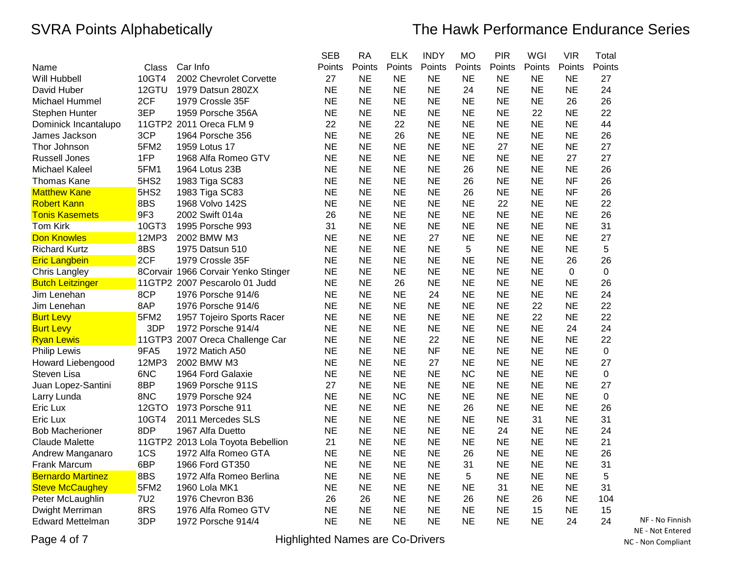# SVRA Points Alphabetically

## The Hawk Performance Endurance Series

| Name | Class | Car Info | SEB Points | RA Points | ELK Points | INDY Points | MO Points | PIR Points | WGI Points | VIR Points | Total Points |
|---|---|---|---|---|---|---|---|---|---|---|---|
| Will Hubbell | 10GT4 | 2002 Chevrolet Corvette | 27 | NE | NE | NE | NE | NE | NE | NE | 27 |
| David Huber | 12GTU | 1979 Datsun 280ZX | NE | NE | NE | NE | 24 | NE | NE | NE | 24 |
| Michael Hummel | 2CF | 1979 Crossle 35F | NE | NE | NE | NE | NE | NE | NE | 26 | 26 |
| Stephen Hunter | 3EP | 1959 Porsche 356A | NE | NE | NE | NE | NE | NE | 22 | NE | 22 |
| Dominick Incantalupo | 11GTP2 | 2011 Oreca FLM 9 | 22 | NE | 22 | NE | NE | NE | NE | NE | 44 |
| James Jackson | 3CP | 1964 Porsche 356 | NE | NE | 26 | NE | NE | NE | NE | NE | 26 |
| Thor Johnson | 5FM2 | 1959 Lotus 17 | NE | NE | NE | NE | NE | 27 | NE | NE | 27 |
| Russell Jones | 1FP | 1968 Alfa Romeo GTV | NE | NE | NE | NE | NE | NE | NE | 27 | 27 |
| Michael Kaleel | 5FM1 | 1964 Lotus 23B | NE | NE | NE | NE | 26 | NE | NE | NE | 26 |
| Thomas Kane | 5HS2 | 1983 Tiga SC83 | NE | NE | NE | NE | 26 | NE | NE | NF | 26 |
| Matthew Kane | 5HS2 | 1983 Tiga SC83 | NE | NE | NE | NE | 26 | NE | NE | NF | 26 |
| Robert Kann | 8BS | 1968 Volvo 142S | NE | NE | NE | NE | NE | 22 | NE | NE | 22 |
| Tonis Kasemets | 9F3 | 2002 Swift 014a | 26 | NE | NE | NE | NE | NE | NE | NE | 26 |
| Tom Kirk | 10GT3 | 1995 Porsche 993 | 31 | NE | NE | NE | NE | NE | NE | NE | 31 |
| Don Knowles | 12MP3 | 2002 BMW M3 | NE | NE | NE | 27 | NE | NE | NE | NE | 27 |
| Richard Kurtz | 8BS | 1975 Datsun 510 | NE | NE | NE | NE | 5 | NE | NE | NE | 5 |
| Eric Langbein | 2CF | 1979 Crossle 35F | NE | NE | NE | NE | NE | NE | NE | 26 | 26 |
| Chris Langley | 8Corvair | 1966 Corvair Yenko Stinger | NE | NE | NE | NE | NE | NE | NE | 0 | 0 |
| Butch Leitzinger | 11GTP2 | 2007 Pescarolo 01 Judd | NE | NE | 26 | NE | NE | NE | NE | NE | 26 |
| Jim Lenehan | 8CP | 1976 Porsche 914/6 | NE | NE | NE | 24 | NE | NE | NE | NE | 24 |
| Jim Lenehan | 8AP | 1976 Porsche 914/6 | NE | NE | NE | NE | NE | NE | 22 | NE | 22 |
| Burt Levy | 5FM2 | 1957 Tojeiro Sports Racer | NE | NE | NE | NE | NE | NE | 22 | NE | 22 |
| Burt Levy | 3DP | 1972 Porsche 914/4 | NE | NE | NE | NE | NE | NE | NE | 24 | 24 |
| Ryan Lewis | 11GTP3 | 2007 Oreca Challenge Car | NE | NE | NE | 22 | NE | NE | NE | NE | 22 |
| Philip Lewis | 9FA5 | 1972 Matich A50 | NE | NE | NE | NF | NE | NE | NE | NE | 0 |
| Howard Liebengood | 12MP3 | 2002 BMW M3 | NE | NE | NE | 27 | NE | NE | NE | NE | 27 |
| Steven Lisa | 6NC | 1964 Ford Galaxie | NE | NE | NE | NE | NC | NE | NE | NE | 0 |
| Juan Lopez-Santini | 8BP | 1969 Porsche 911S | 27 | NE | NE | NE | NE | NE | NE | NE | 27 |
| Larry Lunda | 8NC | 1979 Porsche 924 | NE | NE | NC | NE | NE | NE | NE | NE | 0 |
| Eric Lux | 12GTO | 1973 Porsche 911 | NE | NE | NE | NE | 26 | NE | NE | NE | 26 |
| Eric Lux | 10GT4 | 2011 Mercedes SLS | NE | NE | NE | NE | NE | NE | 31 | NE | 31 |
| Bob Macherioner | 8DP | 1967 Alfa Duetto | NE | NE | NE | NE | NE | 24 | NE | NE | 24 |
| Claude Malette | 11GTP2 | 2013 Lola Toyota Bebellion | 21 | NE | NE | NE | NE | NE | NE | NE | 21 |
| Andrew Manganaro | 1CS | 1972 Alfa Romeo GTA | NE | NE | NE | NE | 26 | NE | NE | NE | 26 |
| Frank Marcum | 6BP | 1966 Ford GT350 | NE | NE | NE | NE | 31 | NE | NE | NE | 31 |
| Bernardo Martinez | 8BS | 1972 Alfa Romeo Berlina | NE | NE | NE | NE | 5 | NE | NE | NE | 5 |
| Steve McCaughey | 5FM2 | 1960 Lola MK1 | NE | NE | NE | NE | NE | 31 | NE | NE | 31 |
| Peter McLaughlin | 7U2 | 1976 Chevron B36 | 26 | 26 | NE | NE | 26 | NE | 26 | NE | 104 |
| Dwight Merriman | 8RS | 1976 Alfa Romeo GTV | NE | NE | NE | NE | NE | NE | 15 | NE | 15 |
| Edward Mettelman | 3DP | 1972 Porsche 914/4 | NE | NE | NE | NE | NE | NE | NE | 24 | 24 |

NF - No Finnish
NE - Not Entered
NC - Non Compliant

Highlighted Names are Co-Drivers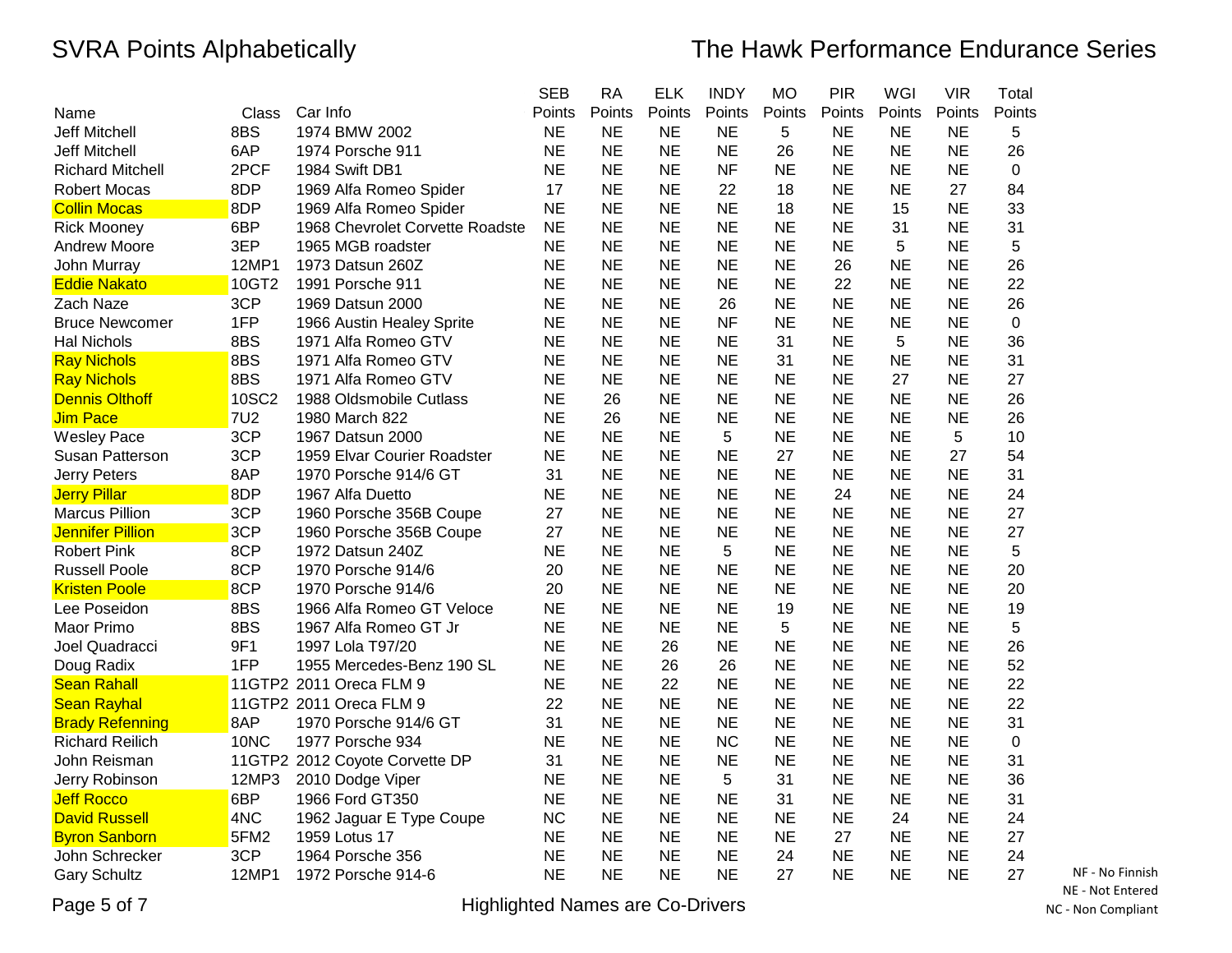# SVRA Points Alphabetically

# The Hawk Performance Endurance Series

| Name | Class | Car Info | SEB Points | RA Points | ELK Points | INDY Points | MO Points | PIR Points | WGI Points | VIR Points | Total Points |
|---|---|---|---|---|---|---|---|---|---|---|---|
| Jeff Mitchell | 8BS | 1974 BMW 2002 | NE | NE | NE | NE | 5 | NE | NE | NE | 5 |
| Jeff Mitchell | 6AP | 1974 Porsche 911 | NE | NE | NE | NE | 26 | NE | NE | NE | 26 |
| Richard Mitchell | 2PCF | 1984 Swift DB1 | NE | NE | NE | NF | NE | NE | NE | NE | 0 |
| Robert Mocas | 8DP | 1969 Alfa Romeo Spider | 17 | NE | NE | 22 | 18 | NE | NE | 27 | 84 |
| Collin Mocas | 8DP | 1969 Alfa Romeo Spider | NE | NE | NE | NE | 18 | NE | 15 | NE | 33 |
| Rick Mooney | 6BP | 1968 Chevrolet Corvette Roadste | NE | NE | NE | NE | NE | NE | 31 | NE | 31 |
| Andrew Moore | 3EP | 1965 MGB roadster | NE | NE | NE | NE | NE | NE | 5 | NE | 5 |
| John Murray | 12MP1 | 1973 Datsun 260Z | NE | NE | NE | NE | NE | 26 | NE | NE | 26 |
| Eddie Nakato | 10GT2 | 1991 Porsche 911 | NE | NE | NE | NE | NE | 22 | NE | NE | 22 |
| Zach Naze | 3CP | 1969 Datsun 2000 | NE | NE | NE | 26 | NE | NE | NE | NE | 26 |
| Bruce Newcomer | 1FP | 1966 Austin Healey Sprite | NE | NE | NE | NF | NE | NE | NE | NE | 0 |
| Hal Nichols | 8BS | 1971 Alfa Romeo GTV | NE | NE | NE | NE | 31 | NE | 5 | NE | 36 |
| Ray Nichols | 8BS | 1971 Alfa Romeo GTV | NE | NE | NE | NE | 31 | NE | NE | NE | 31 |
| Ray Nichols | 8BS | 1971 Alfa Romeo GTV | NE | NE | NE | NE | NE | NE | 27 | NE | 27 |
| Dennis Olthoff | 10SC2 | 1988 Oldsmobile Cutlass | NE | 26 | NE | NE | NE | NE | NE | NE | 26 |
| Jim Pace | 7U2 | 1980 March 822 | NE | 26 | NE | NE | NE | NE | NE | NE | 26 |
| Wesley Pace | 3CP | 1967 Datsun 2000 | NE | NE | NE | 5 | NE | NE | NE | 5 | 10 |
| Susan Patterson | 3CP | 1959 Elvar Courier Roadster | NE | NE | NE | NE | 27 | NE | NE | 27 | 54 |
| Jerry Peters | 8AP | 1970 Porsche 914/6 GT | 31 | NE | NE | NE | NE | NE | NE | NE | 31 |
| Jerry Pillar | 8DP | 1967 Alfa Duetto | NE | NE | NE | NE | NE | 24 | NE | NE | 24 |
| Marcus Pillion | 3CP | 1960 Porsche 356B Coupe | 27 | NE | NE | NE | NE | NE | NE | NE | 27 |
| Jennifer Pillion | 3CP | 1960 Porsche 356B Coupe | 27 | NE | NE | NE | NE | NE | NE | NE | 27 |
| Robert Pink | 8CP | 1972 Datsun 240Z | NE | NE | NE | 5 | NE | NE | NE | NE | 5 |
| Russell Poole | 8CP | 1970 Porsche 914/6 | 20 | NE | NE | NE | NE | NE | NE | NE | 20 |
| Kristen Poole | 8CP | 1970 Porsche 914/6 | 20 | NE | NE | NE | NE | NE | NE | NE | 20 |
| Lee Poseidon | 8BS | 1966 Alfa Romeo GT Veloce | NE | NE | NE | NE | 19 | NE | NE | NE | 19 |
| Maor Primo | 8BS | 1967 Alfa Romeo GT Jr | NE | NE | NE | NE | 5 | NE | NE | NE | 5 |
| Joel Quadracci | 9F1 | 1997 Lola T97/20 | NE | NE | 26 | NE | NE | NE | NE | NE | 26 |
| Doug Radix | 1FP | 1955 Mercedes-Benz 190 SL | NE | NE | 26 | 26 | NE | NE | NE | NE | 52 |
| Sean Rahall | 11GTP2 | 2011 Oreca FLM 9 | NE | NE | 22 | NE | NE | NE | NE | NE | 22 |
| Sean Rayhal | 11GTP2 | 2011 Oreca FLM 9 | 22 | NE | NE | NE | NE | NE | NE | NE | 22 |
| Brady Refenning | 8AP | 1970 Porsche 914/6 GT | 31 | NE | NE | NE | NE | NE | NE | NE | 31 |
| Richard Reilich | 10NC | 1977 Porsche 934 | NE | NE | NE | NC | NE | NE | NE | NE | 0 |
| John Reisman | 11GTP2 | 2012 Coyote Corvette DP | 31 | NE | NE | NE | NE | NE | NE | NE | 31 |
| Jerry Robinson | 12MP3 | 2010 Dodge Viper | NE | NE | NE | 5 | 31 | NE | NE | NE | 36 |
| Jeff Rocco | 6BP | 1966 Ford GT350 | NE | NE | NE | NE | 31 | NE | NE | NE | 31 |
| David Russell | 4NC | 1962 Jaguar E Type Coupe | NC | NE | NE | NE | NE | NE | 24 | NE | 24 |
| Byron Sanborn | 5FM2 | 1959 Lotus 17 | NE | NE | NE | NE | NE | 27 | NE | NE | 27 |
| John Schrecker | 3CP | 1964 Porsche 356 | NE | NE | NE | NE | 24 | NE | NE | NE | 24 |
| Gary Schultz | 12MP1 | 1972 Porsche 914-6 | NE | NE | NE | NE | 27 | NE | NE | NE | 27 |

NF - No Finnish
NE - Not Entered
NC - Non Compliant

Highlighted Names are Co-Drivers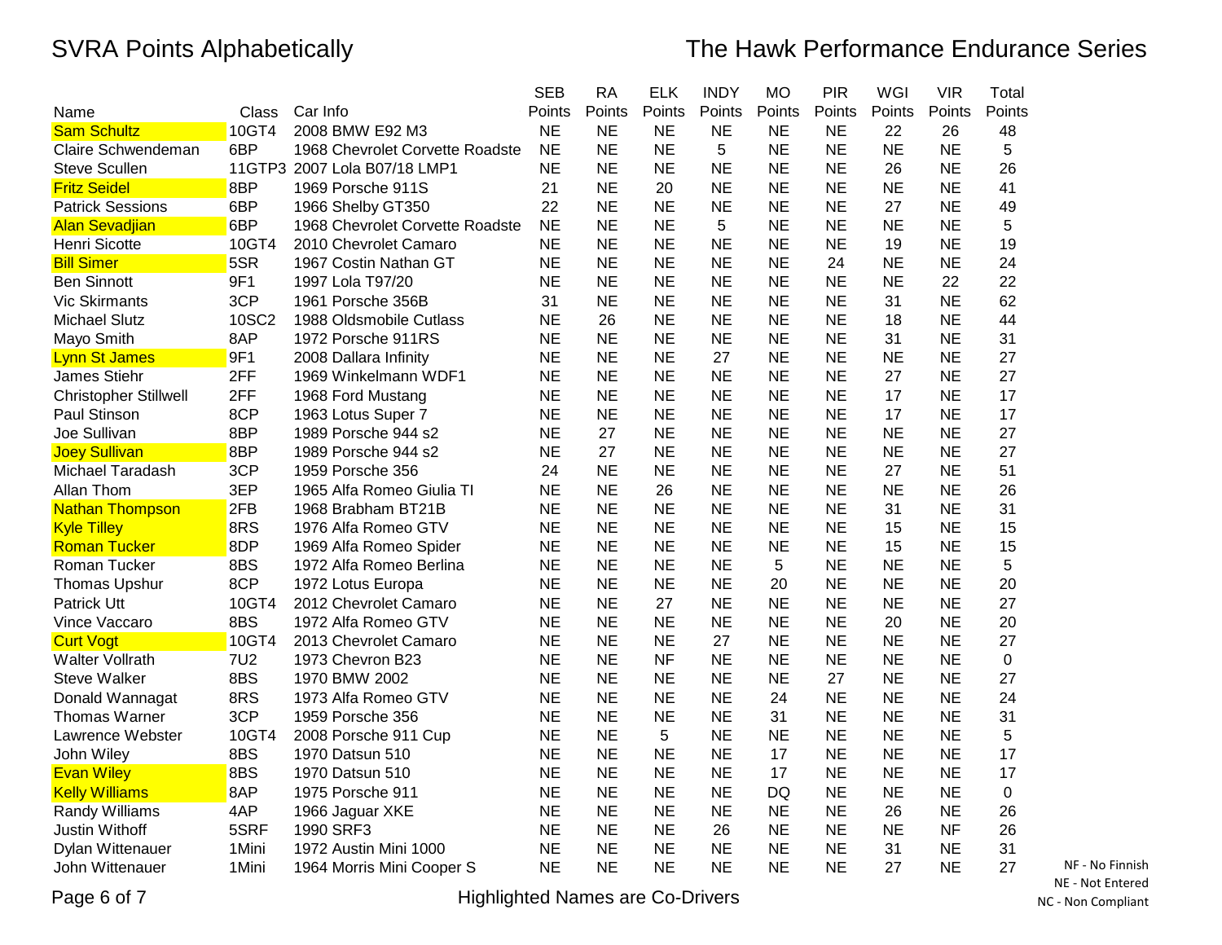# SVRA Points Alphabetically

# The Hawk Performance Endurance Series

| Name | Class | Car Info | SEB Points | RA Points | ELK Points | INDY Points | MO Points | PIR Points | WGI Points | VIR Points | Total Points |
|---|---|---|---|---|---|---|---|---|---|---|---|
| Sam Schultz | 10GT4 | 2008 BMW E92 M3 | NE | NE | NE | NE | NE | NE | 22 | 26 | 48 |
| Claire Schwendeman | 6BP | 1968 Chevrolet Corvette Roadste | NE | NE | NE | 5 | NE | NE | NE | NE | 5 |
| Steve Scullen | 11GTP3 | 2007 Lola B07/18 LMP1 | NE | NE | NE | NE | NE | NE | 26 | NE | 26 |
| Fritz Seidel | 8BP | 1969 Porsche 911S | 21 | NE | 20 | NE | NE | NE | NE | NE | 41 |
| Patrick Sessions | 6BP | 1966 Shelby GT350 | 22 | NE | NE | NE | NE | NE | 27 | NE | 49 |
| Alan Sevadjian | 6BP | 1968 Chevrolet Corvette Roadste | NE | NE | NE | 5 | NE | NE | NE | NE | 5 |
| Henri Sicotte | 10GT4 | 2010 Chevrolet Camaro | NE | NE | NE | NE | NE | NE | 19 | NE | 19 |
| Bill Simer | 5SR | 1967 Costin Nathan GT | NE | NE | NE | NE | NE | 24 | NE | NE | 24 |
| Ben Sinnott | 9F1 | 1997 Lola T97/20 | NE | NE | NE | NE | NE | NE | NE | 22 | 22 |
| Vic Skirmants | 3CP | 1961 Porsche 356B | 31 | NE | NE | NE | NE | NE | 31 | NE | 62 |
| Michael Slutz | 10SC2 | 1988 Oldsmobile Cutlass | NE | 26 | NE | NE | NE | NE | 18 | NE | 44 |
| Mayo Smith | 8AP | 1972 Porsche 911RS | NE | NE | NE | NE | NE | NE | 31 | NE | 31 |
| Lynn St James | 9F1 | 2008 Dallara Infinity | NE | NE | NE | 27 | NE | NE | NE | NE | 27 |
| James Stiehr | 2FF | 1969 Winkelmann WDF1 | NE | NE | NE | NE | NE | NE | 27 | NE | 27 |
| Christopher Stillwell | 2FF | 1968 Ford Mustang | NE | NE | NE | NE | NE | NE | 17 | NE | 17 |
| Paul Stinson | 8CP | 1963 Lotus Super 7 | NE | NE | NE | NE | NE | NE | 17 | NE | 17 |
| Joe Sullivan | 8BP | 1989 Porsche 944 s2 | NE | 27 | NE | NE | NE | NE | NE | NE | 27 |
| Joey Sullivan | 8BP | 1989 Porsche 944 s2 | NE | 27 | NE | NE | NE | NE | NE | NE | 27 |
| Michael Taradash | 3CP | 1959 Porsche 356 | 24 | NE | NE | NE | NE | NE | 27 | NE | 51 |
| Allan Thom | 3EP | 1965 Alfa Romeo Giulia TI | NE | NE | 26 | NE | NE | NE | NE | NE | 26 |
| Nathan Thompson | 2FB | 1968 Brabham BT21B | NE | NE | NE | NE | NE | NE | 31 | NE | 31 |
| Kyle Tilley | 8RS | 1976 Alfa Romeo GTV | NE | NE | NE | NE | NE | NE | 15 | NE | 15 |
| Roman Tucker | 8DP | 1969 Alfa Romeo Spider | NE | NE | NE | NE | NE | NE | 15 | NE | 15 |
| Roman Tucker | 8BS | 1972 Alfa Romeo Berlina | NE | NE | NE | NE | 5 | NE | NE | NE | 5 |
| Thomas Upshur | 8CP | 1972 Lotus Europa | NE | NE | NE | NE | 20 | NE | NE | NE | 20 |
| Patrick Utt | 10GT4 | 2012 Chevrolet Camaro | NE | NE | 27 | NE | NE | NE | NE | NE | 27 |
| Vince Vaccaro | 8BS | 1972 Alfa Romeo GTV | NE | NE | NE | NE | NE | NE | 20 | NE | 20 |
| Curt Vogt | 10GT4 | 2013 Chevrolet Camaro | NE | NE | NE | 27 | NE | NE | NE | NE | 27 |
| Walter Vollrath | 7U2 | 1973 Chevron B23 | NE | NE | NF | NE | NE | NE | NE | NE | 0 |
| Steve Walker | 8BS | 1970 BMW 2002 | NE | NE | NE | NE | NE | 27 | NE | NE | 27 |
| Donald Wannagat | 8RS | 1973 Alfa Romeo GTV | NE | NE | NE | NE | 24 | NE | NE | NE | 24 |
| Thomas Warner | 3CP | 1959 Porsche 356 | NE | NE | NE | NE | 31 | NE | NE | NE | 31 |
| Lawrence Webster | 10GT4 | 2008 Porsche 911 Cup | NE | NE | 5 | NE | NE | NE | NE | NE | 5 |
| John Wiley | 8BS | 1970 Datsun 510 | NE | NE | NE | NE | 17 | NE | NE | NE | 17 |
| Evan Wiley | 8BS | 1970 Datsun 510 | NE | NE | NE | NE | 17 | NE | NE | NE | 17 |
| Kelly Williams | 8AP | 1975 Porsche 911 | NE | NE | NE | NE | DQ | NE | NE | NE | 0 |
| Randy Williams | 4AP | 1966 Jaguar XKE | NE | NE | NE | NE | NE | NE | 26 | NE | 26 |
| Justin Withoff | 5SRF | 1990 SRF3 | NE | NE | NE | 26 | NE | NE | NE | NF | 26 |
| Dylan Wittenauer | 1Mini | 1972 Austin Mini 1000 | NE | NE | NE | NE | NE | NE | 31 | NE | 31 |
| John Wittenauer | 1Mini | 1964 Morris Mini Cooper S | NE | NE | NE | NE | NE | NE | 27 | NE | 27 |

NF - No Finnish
NE - Not Entered
NC - Non Compliant

Highlighted Names are Co-Drivers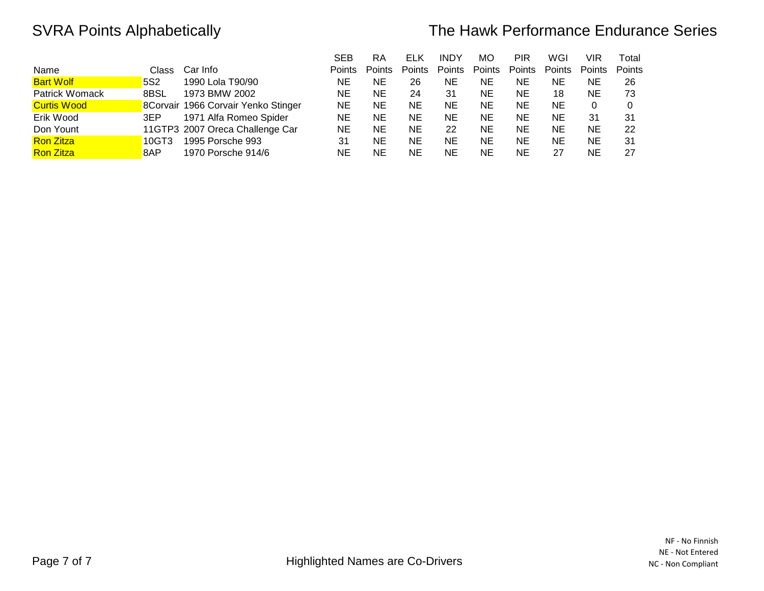# SVRA Points Alphabetically

## The Hawk Performance Endurance Series

| Name | Class | Car Info | SEB Points | RA Points | ELK Points | INDY Points | MO Points | PIR Points | WGI Points | VIR Points | Total Points |
|---|---|---|---|---|---|---|---|---|---|---|---|
| Bart Wolf | 5S2 | 1990 Lola T90/90 | NE | NE | 26 | NE | NE | NE | NE | NE | 26 |
| Patrick Womack | 8BSL | 1973 BMW 2002 | NE | NE | 24 | 31 | NE | NE | 18 | NE | 73 |
| Curtis Wood | 8Corvair | 1966 Corvair Yenko Stinger | NE | NE | NE | NE | NE | NE | NE | 0 | 0 |
| Erik Wood | 3EP | 1971 Alfa Romeo Spider | NE | NE | NE | NE | NE | NE | NE | 31 | 31 |
| Don Yount | 11GTP3 | 2007 Oreca Challenge Car | NE | NE | NE | 22 | NE | NE | NE | NE | 22 |
| Ron Zitza | 10GT3 | 1995 Porsche 993 | 31 | NE | NE | NE | NE | NE | NE | NE | 31 |
| Ron Zitza | 8AP | 1970 Porsche 914/6 | NE | NE | NE | NE | NE | NE | 27 | NE | 27 |

Highlighted Names are Co-Drivers

NF - No Finnish
NE - Not Entered
NC - Non Compliant